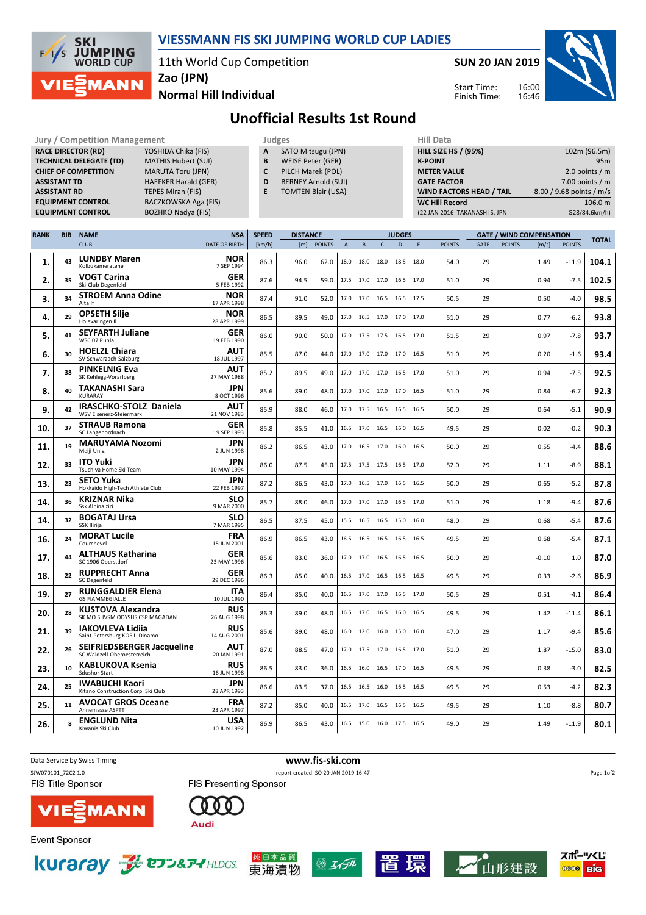# VIESSMANN FIS SKI JUMPING WORLD CUP LADIES

11th World Cup Competition
Zao (JPN)
Normal Hill Individual

SUN 20 JAN 2019

Start Time: 16:00
Finish Time: 16:46

## Unofficial Results 1st Round

| Jury / Competition Management | |
|---|---|
| RACE DIRECTOR (RD) | YOSHIDA Chika (FIS) |
| TECHNICAL DELEGATE (TD) | MATHIS Hubert (SUI) |
| CHIEF OF COMPETITION | MARUTA Toru (JPN) |
| ASSISTANT TD | HAEFKER Harald (GER) |
| ASSISTANT RD | TEPES Miran (FIS) |
| EQUIPMENT CONTROL | BACZKOWSKA Aga (FIS) |
| EQUIPMENT CONTROL | BOZHKO Nadya (FIS) |

| Judges | |
|---|---|
| A | SATO Mitsugu (JPN) |
| B | WEISE Peter (GER) |
| C | PILCH Marek (POL) |
| D | BERNEY Arnold (SUI) |
| E | TOMTEN Blair (USA) |

| Hill Data | |
|---|---|
| HILL SIZE HS / (95%) | 102m (96.5m) |
| K-POINT | 95m |
| METER VALUE | 2.0 points / m |
| GATE FACTOR | 7.00 points / m |
| WIND FACTORS HEAD / TAIL | 8.00 / 9.68 points / m/s |
| WC Hill Record | 106.0 m |
| (22 JAN 2016 TAKANASHI S. JPN | G28/84.6km/h) |

| RANK | BIB | NAME / CLUB | NSA / DATE OF BIRTH | SPEED [km/h] | DISTANCE [m] | DISTANCE POINTS | A | B | C | D | E | JUDGES POINTS | GATE | GATE POINTS | WIND [m/s] | WIND POINTS | TOTAL |
|---|---|---|---|---|---|---|---|---|---|---|---|---|---|---|---|---|---|
| 1. | 43 | LUNDBY Maren / Kolbukameratene | NOR / 7 SEP 1994 | 86.3 | 96.0 | 62.0 | 18.0 | 18.0 | 18.0 | 18.5 | 18.0 | 54.0 | 29 | | 1.49 | -11.9 | 104.1 |
| 2. | 35 | VOGT Carina / Ski-Club Degenfeld | GER / 5 FEB 1992 | 87.6 | 94.5 | 59.0 | 17.5 | 17.0 | 17.0 | 16.5 | 17.0 | 51.0 | 29 | | 0.94 | -7.5 | 102.5 |
| 3. | 34 | STROEM Anna Odine / Alta If | NOR / 17 APR 1998 | 87.4 | 91.0 | 52.0 | 17.0 | 17.0 | 16.5 | 16.5 | 17.5 | 50.5 | 29 | | 0.50 | -4.0 | 98.5 |
| 4. | 29 | OPSETH Silje / Holevaringen Il | NOR / 28 APR 1999 | 86.5 | 89.5 | 49.0 | 17.0 | 16.5 | 17.0 | 17.0 | 17.0 | 51.0 | 29 | | 0.77 | -6.2 | 93.8 |
| 5. | 41 | SEYFARTH Juliane / WSC 07 Ruhla | GER / 19 FEB 1990 | 86.0 | 90.0 | 50.0 | 17.0 | 17.5 | 17.5 | 16.5 | 17.0 | 51.5 | 29 | | 0.97 | -7.8 | 93.7 |
| 6. | 30 | HOELZL Chiara / SV Schwarzach-Salzburg | AUT / 18 JUL 1997 | 85.5 | 87.0 | 44.0 | 17.0 | 17.0 | 17.0 | 17.0 | 16.5 | 51.0 | 29 | | 0.20 | -1.6 | 93.4 |
| 7. | 38 | PINKELNIG Eva / SK Kehlegg-Vorarlberg | AUT / 27 MAY 1988 | 85.2 | 89.5 | 49.0 | 17.0 | 17.0 | 17.0 | 16.5 | 17.0 | 51.0 | 29 | | 0.94 | -7.5 | 92.5 |
| 8. | 40 | TAKANASHI Sara / KURARAY | JPN / 8 OCT 1996 | 85.6 | 89.0 | 48.0 | 17.0 | 17.0 | 17.0 | 17.0 | 16.5 | 51.0 | 29 | | 0.84 | -6.7 | 92.3 |
| 9. | 42 | IRASCHKO-STOLZ Daniela / WSV Eisenerz-Steiermark | AUT / 21 NOV 1983 | 85.9 | 88.0 | 46.0 | 17.0 | 17.5 | 16.5 | 16.5 | 16.5 | 50.0 | 29 | | 0.64 | -5.1 | 90.9 |
| 10. | 37 | STRAUB Ramona / SC Langenordnach | GER / 19 SEP 1993 | 85.8 | 85.5 | 41.0 | 16.5 | 17.0 | 16.5 | 16.0 | 16.5 | 49.5 | 29 | | 0.02 | -0.2 | 90.3 |
| 11. | 19 | MARUYAMA Nozomi / Meiji Univ. | JPN / 2 JUN 1998 | 86.2 | 86.5 | 43.0 | 17.0 | 16.5 | 17.0 | 16.0 | 16.5 | 50.0 | 29 | | 0.55 | -4.4 | 88.6 |
| 12. | 33 | ITO Yuki / Tsuchiya Home Ski Team | JPN / 10 MAY 1994 | 86.0 | 87.5 | 45.0 | 17.5 | 17.5 | 17.5 | 16.5 | 17.0 | 52.0 | 29 | | 1.11 | -8.9 | 88.1 |
| 13. | 23 | SETO Yuka / Hokkaido High-Tech Athlete Club | JPN / 22 FEB 1997 | 87.2 | 86.5 | 43.0 | 17.0 | 16.5 | 17.0 | 16.5 | 16.5 | 50.0 | 29 | | 0.65 | -5.2 | 87.8 |
| 14. | 36 | KRIZNAR Nika / Ssk Alpina ziri | SLO / 9 MAR 2000 | 85.7 | 88.0 | 46.0 | 17.0 | 17.0 | 17.0 | 16.5 | 17.0 | 51.0 | 29 | | 1.18 | -9.4 | 87.6 |
| 14. | 32 | BOGATAJ Ursa / SSK Ilirija | SLO / 7 MAR 1995 | 86.5 | 87.5 | 45.0 | 15.5 | 16.5 | 16.5 | 15.0 | 16.0 | 48.0 | 29 | | 0.68 | -5.4 | 87.6 |
| 16. | 24 | MORAT Lucile / Courchevel | FRA / 15 JUN 2001 | 86.9 | 86.5 | 43.0 | 16.5 | 16.5 | 16.5 | 16.5 | 16.5 | 49.5 | 29 | | 0.68 | -5.4 | 87.1 |
| 17. | 44 | ALTHAUS Katharina / SC 1906 Oberstdorf | GER / 23 MAY 1996 | 85.6 | 83.0 | 36.0 | 17.0 | 17.0 | 16.5 | 16.5 | 16.5 | 50.0 | 29 | | -0.10 | 1.0 | 87.0 |
| 18. | 22 | RUPPRECHT Anna / SC Degenfeld | GER / 29 DEC 1996 | 86.3 | 85.0 | 40.0 | 16.5 | 17.0 | 16.5 | 16.5 | 16.5 | 49.5 | 29 | | 0.33 | -2.6 | 86.9 |
| 19. | 27 | RUNGGALDIER Elena / GS FIAMMEGIALLE | ITA / 10 JUL 1990 | 86.4 | 85.0 | 40.0 | 16.5 | 17.0 | 17.0 | 16.5 | 17.0 | 50.5 | 29 | | 0.51 | -4.1 | 86.4 |
| 20. | 28 | KUSTOVA Alexandra / SK MO SHVSM ODYSHS CSP MAGADAN | RUS / 26 AUG 1998 | 86.3 | 89.0 | 48.0 | 16.5 | 17.0 | 16.5 | 16.0 | 16.5 | 49.5 | 29 | | 1.42 | -11.4 | 86.1 |
| 21. | 39 | IAKOVLEVA Lidiia / Saint-Petersburg KOR1 Dinamo | RUS / 14 AUG 2001 | 85.6 | 89.0 | 48.0 | 16.0 | 12.0 | 16.0 | 15.0 | 16.0 | 47.0 | 29 | | 1.17 | -9.4 | 85.6 |
| 22. | 26 | SEIFRIEDSBERGER Jacqueline / SC Waldzell-Oberoesterreich | AUT / 20 JAN 1991 | 87.0 | 88.5 | 47.0 | 17.0 | 17.5 | 17.0 | 16.5 | 17.0 | 51.0 | 29 | | 1.87 | -15.0 | 83.0 |
| 23. | 10 | KABLUKOVA Ksenia / Sdushor Start | RUS / 16 JUN 1998 | 86.5 | 83.0 | 36.0 | 16.5 | 16.0 | 16.5 | 17.0 | 16.5 | 49.5 | 29 | | 0.38 | -3.0 | 82.5 |
| 24. | 25 | IWABUCHI Kaori / Kitano Construction Corp. Ski Club | JPN / 28 APR 1993 | 86.6 | 83.5 | 37.0 | 16.5 | 16.5 | 16.0 | 16.5 | 16.5 | 49.5 | 29 | | 0.53 | -4.2 | 82.3 |
| 25. | 11 | AVOCAT GROS Oceane / Annemasse ASPTT | FRA / 23 APR 1997 | 87.2 | 85.0 | 40.0 | 16.5 | 17.0 | 16.5 | 16.5 | 16.5 | 49.5 | 29 | | 1.10 | -8.8 | 80.7 |
| 26. | 8 | ENGLUND Nita / Kiwanis Ski Club | USA / 10 JUN 1992 | 86.9 | 86.5 | 43.0 | 16.5 | 15.0 | 16.0 | 17.5 | 16.5 | 49.0 | 29 | | 1.49 | -11.9 | 80.1 |

Data Service by Swiss Timing — www.fis-ski.com

SJW070101_72C2 1.0 — report created SO 20 JAN 2019 16:47

FIS Title Sponsor: VIESSMANN
FIS Presenting Sponsor: Audi
Event Sponsor: kuraray, セブン&アイHLDGS., 純日本品質 東海漬物, 置環, 山形建設, スポーツくじ BIG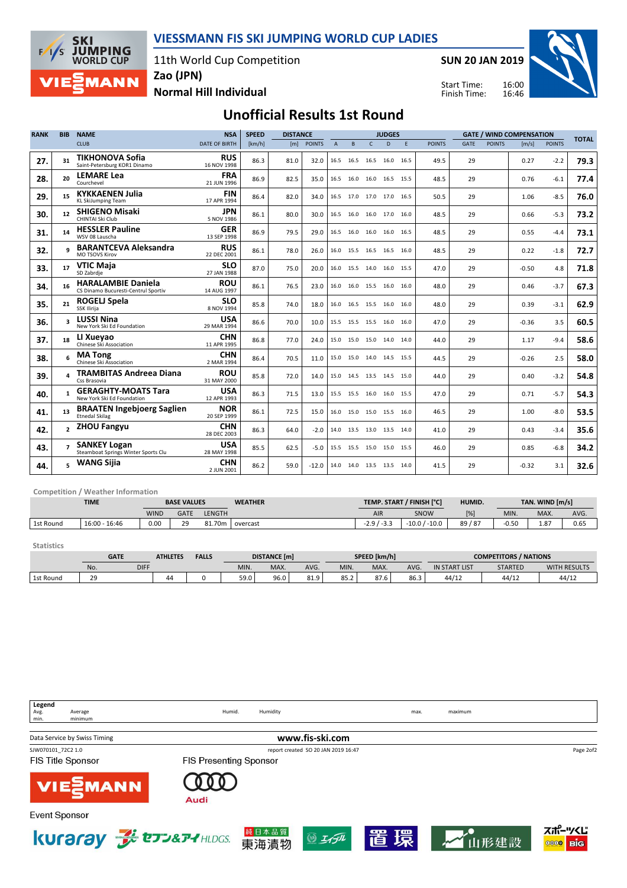# VIESSMANN FIS SKI JUMPING WORLD CUP LADIES

11th World Cup Competition
Zao (JPN)
Normal Hill Individual

**SUN 20 JAN 2019**

Start Time: 16:00
Finish Time: 16:46

## Unofficial Results 1st Round

| RANK | BIB | NAME / CLUB | NSA / DATE OF BIRTH | SPEED [km/h] | DISTANCE [m] | DISTANCE POINTS | JUDGES A | B | C | D | E | JUDGES POINTS | GATE | GATE POINTS | WIND [m/s] | WIND POINTS | TOTAL |
|---|---|---|---|---|---|---|---|---|---|---|---|---|---|---|---|---|---|
| 27. | 31 | **TIKHONOVA Sofia** Saint-Petersburg KOR1 Dinamo | RUS 16 NOV 1998 | 86.3 | 81.0 | 32.0 | 16.5 | 16.5 | 16.5 | 16.0 | 16.5 | 49.5 | 29 | | 0.27 | -2.2 | 79.3 |
| 28. | 20 | **LEMARE Lea** Courchevel | FRA 21 JUN 1996 | 86.9 | 82.5 | 35.0 | 16.5 | 16.0 | 16.0 | 16.5 | 15.5 | 48.5 | 29 | | 0.76 | -6.1 | 77.4 |
| 29. | 15 | **KYKKAENEN Julia** KL SkiJumping Team | FIN 17 APR 1994 | 86.4 | 82.0 | 34.0 | 16.5 | 17.0 | 17.0 | 17.0 | 16.5 | 50.5 | 29 | | 1.06 | -8.5 | 76.0 |
| 30. | 12 | **SHIGENO Misaki** CHINTAI Ski Club | JPN 5 NOV 1986 | 86.1 | 80.0 | 30.0 | 16.5 | 16.0 | 16.0 | 17.0 | 16.0 | 48.5 | 29 | | 0.66 | -5.3 | 73.2 |
| 31. | 14 | **HESSLER Pauline** WSV 08 Lauscha | GER 13 SEP 1998 | 86.9 | 79.5 | 29.0 | 16.5 | 16.0 | 16.0 | 16.0 | 16.5 | 48.5 | 29 | | 0.55 | -4.4 | 73.1 |
| 32. | 9 | **BARANTCEVA Aleksandra** MO TSOVS Kirov | RUS 22 DEC 2001 | 86.1 | 78.0 | 26.0 | 16.0 | 15.5 | 16.5 | 16.5 | 16.0 | 48.5 | 29 | | 0.22 | -1.8 | 72.7 |
| 33. | 17 | **VTIC Maja** SD Zabrdje | SLO 27 JAN 1988 | 87.0 | 75.0 | 20.0 | 16.0 | 15.5 | 14.0 | 16.0 | 15.5 | 47.0 | 29 | | -0.50 | 4.8 | 71.8 |
| 34. | 16 | **HARALAMBIE Daniela** CS Dinamo Bucuresti-Centrul Sportiv | ROU 14 AUG 1997 | 86.1 | 76.5 | 23.0 | 16.0 | 16.0 | 15.5 | 16.0 | 16.0 | 48.0 | 29 | | 0.46 | -3.7 | 67.3 |
| 35. | 21 | **ROGELJ Spela** SSK Ilirija | SLO 8 NOV 1994 | 85.8 | 74.0 | 18.0 | 16.0 | 16.5 | 15.5 | 16.0 | 16.0 | 48.0 | 29 | | 0.39 | -3.1 | 62.9 |
| 36. | 3 | **LUSSI Nina** New York Ski Ed Foundation | USA 29 MAR 1994 | 86.6 | 70.0 | 10.0 | 15.5 | 15.5 | 15.5 | 16.0 | 16.0 | 47.0 | 29 | | -0.36 | 3.5 | 60.5 |
| 37. | 18 | **LI Xueyao** Chinese Ski Association | CHN 11 APR 1995 | 86.8 | 77.0 | 24.0 | 15.0 | 15.0 | 15.0 | 14.0 | 14.0 | 44.0 | 29 | | 1.17 | -9.4 | 58.6 |
| 38. | 6 | **MA Tong** Chinese Ski Association | CHN 2 MAR 1994 | 86.4 | 70.5 | 11.0 | 15.0 | 15.0 | 14.0 | 14.5 | 15.5 | 44.5 | 29 | | -0.26 | 2.5 | 58.0 |
| 39. | 4 | **TRAMBITAS Andreea Diana** Css Brasovia | ROU 31 MAY 2000 | 85.8 | 72.0 | 14.0 | 15.0 | 14.5 | 13.5 | 14.5 | 15.0 | 44.0 | 29 | | 0.40 | -3.2 | 54.8 |
| 40. | 1 | **GERAGHTY-MOATS Tara** New York Ski Ed Foundation | USA 12 APR 1993 | 86.3 | 71.5 | 13.0 | 15.5 | 15.5 | 16.0 | 16.0 | 15.5 | 47.0 | 29 | | 0.71 | -5.7 | 54.3 |
| 41. | 13 | **BRAATEN Ingebjoerg Saglien** Etnedal Skilag | NOR 20 SEP 1999 | 86.1 | 72.5 | 15.0 | 16.0 | 15.0 | 15.0 | 15.5 | 16.0 | 46.5 | 29 | | 1.00 | -8.0 | 53.5 |
| 42. | 2 | **ZHOU Fangyu** | CHN 28 DEC 2003 | 86.3 | 64.0 | -2.0 | 14.0 | 13.5 | 13.0 | 13.5 | 14.0 | 41.0 | 29 | | 0.43 | -3.4 | 35.6 |
| 43. | 7 | **SANKEY Logan** Steamboat Springs Winter Sports Clu | USA 28 MAY 1998 | 85.5 | 62.5 | -5.0 | 15.5 | 15.5 | 15.0 | 15.0 | 15.5 | 46.0 | 29 | | 0.85 | -6.8 | 34.2 |
| 44. | 5 | **WANG Sijia** | CHN 2 JUN 2001 | 86.2 | 59.0 | -12.0 | 14.0 | 14.0 | 13.5 | 13.5 | 14.0 | 41.5 | 29 | | -0.32 | 3.1 | 32.6 |

### Competition / Weather Information

| | TIME | BASE VALUES WIND | GATE | LENGTH | WEATHER | TEMP. START / FINISH [°C] AIR | SNOW | HUMID. [%] | TAN. WIND [m/s] MIN. | MAX. | AVG. |
|---|---|---|---|---|---|---|---|---|---|---|---|
| 1st Round | 16:00 - 16:46 | 0.00 | 29 | 81.70m | overcast | -2.9 / -3.3 | -10.0 / -10.0 | 89 / 87 | -0.50 | 1.87 | 0.65 |

### Statistics

| | GATE No. | DIFF | ATHLETES | FALLS | DISTANCE [m] MIN. | MAX. | AVG. | SPEED [km/h] MIN. | MAX. | AVG. | COMPETITORS / NATIONS IN START LIST | STARTED | WITH RESULTS |
|---|---|---|---|---|---|---|---|---|---|---|---|---|---|
| 1st Round | 29 | | 44 | 0 | 59.0 | 96.0 | 81.9 | 85.2 | 87.6 | 86.3 | 44/12 | 44/12 | 44/12 |

**Legend**
Avg. Average
min. minimum
Humid. Humidity
max. maximum

Data Service by Swiss Timing
www.fis-ski.com
SJW070101_72C2 1.0
report created SO 20 JAN 2019 16:47

FIS Title Sponsor
FIS Presenting Sponsor
Event Sponsor